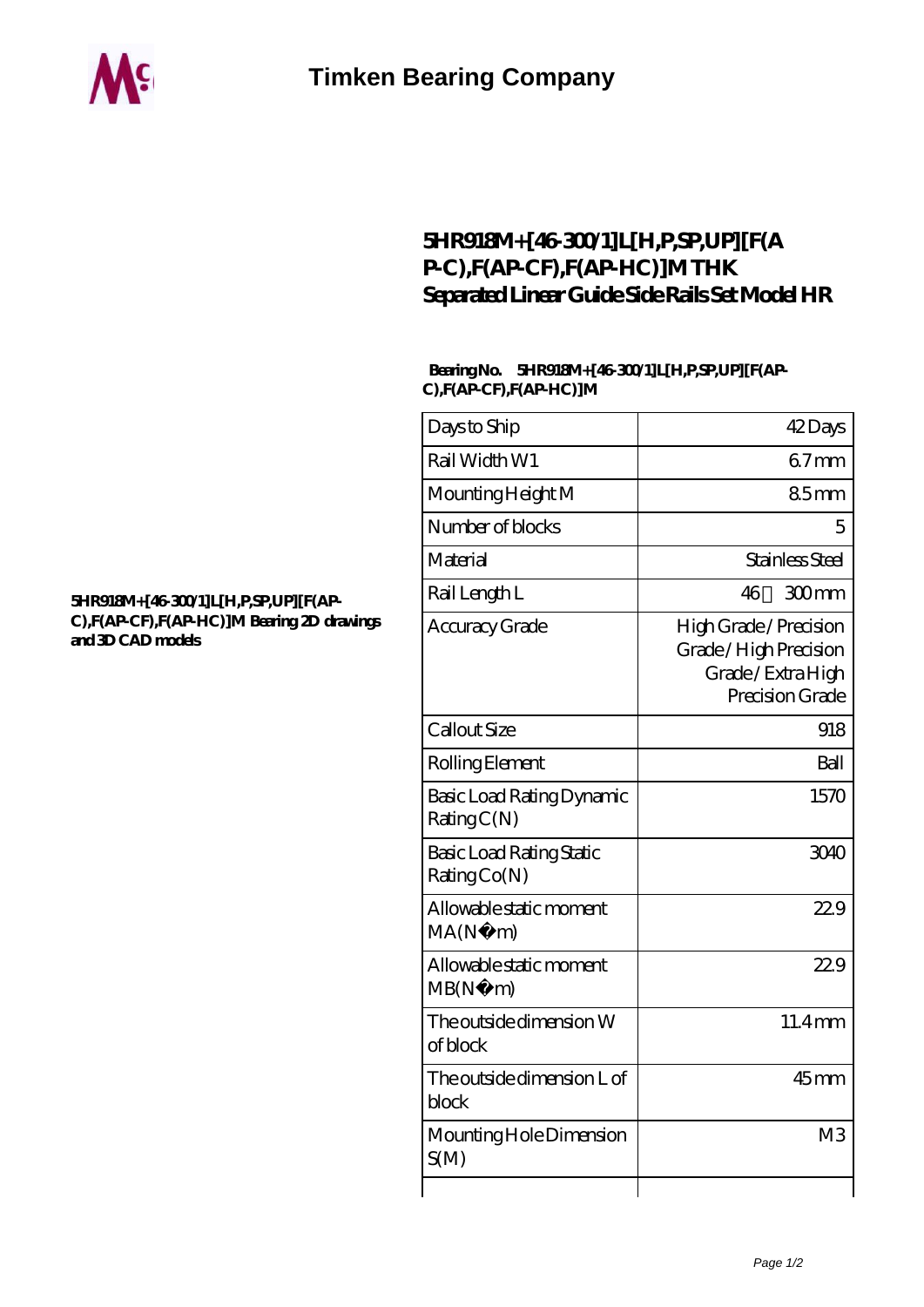# Timken Bearing Company

## 5HR918M+[46-300/1]L[H,P,SP,UP][F(AP-C),F(AP-CF),F(AP-HC)]M THK Separated Linear Guide Side Rails Set Model HR

**5HR918M+[46-300/1]L[H,P,SP,UP][F(AP-C),F(AP-CF),F(AP-HC)]M Bearing 2D drawings and 3D CAD models**

**Bearing No.** 5HR918M+[46-300/1]L[H,P,SP,UP][F(AP-C),F(AP-CF),F(AP-HC)]M

| | |
|---|---|
| Days to Ship | 42 Days |
| Rail Width W1 | 6.7 mm |
| Mounting Height M | 8.5 mm |
| Number of blocks | 5 |
| Material | Stainless Steel |
| Rail Length L | 46 300 mm |
| Accuracy Grade | High Grade / Precision Grade / High Precision Grade / Extra High Precision Grade |
| Callout Size | 918 |
| Rolling Element | Ball |
| Basic Load Rating Dynamic Rating C(N) | 1570 |
| Basic Load Rating Static Rating Co(N) | 3040 |
| Allowable static moment MA(N・m) | 22.9 |
| Allowable static moment MB(N・m) | 22.9 |
| The outside dimension W of block | 11.4 mm |
| The outside dimension L of block | 45 mm |
| Mounting Hole Dimension S(M) | M3 |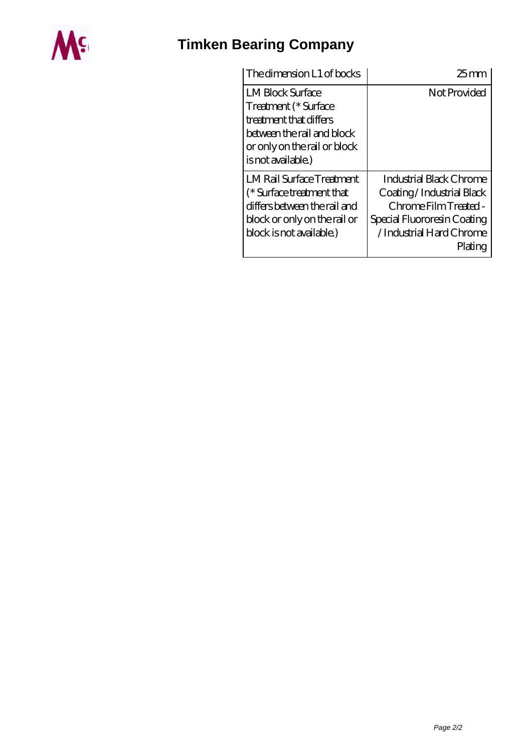# Timken Bearing Company

| | |
|---|---|
| The dimension L1 of bocks | 25 mm |
| LM Block Surface Treatment (* Surface treatment that differs between the rail and block or only on the rail or block is not available.) | Not Provided |
| LM Rail Surface Treatment (* Surface treatment that differs between the rail and block or only on the rail or block is not available.) | Industrial Black Chrome Coating / Industrial Black Chrome Film Treated - Special Fluororesin Coating / Industrial Hard Chrome Plating |